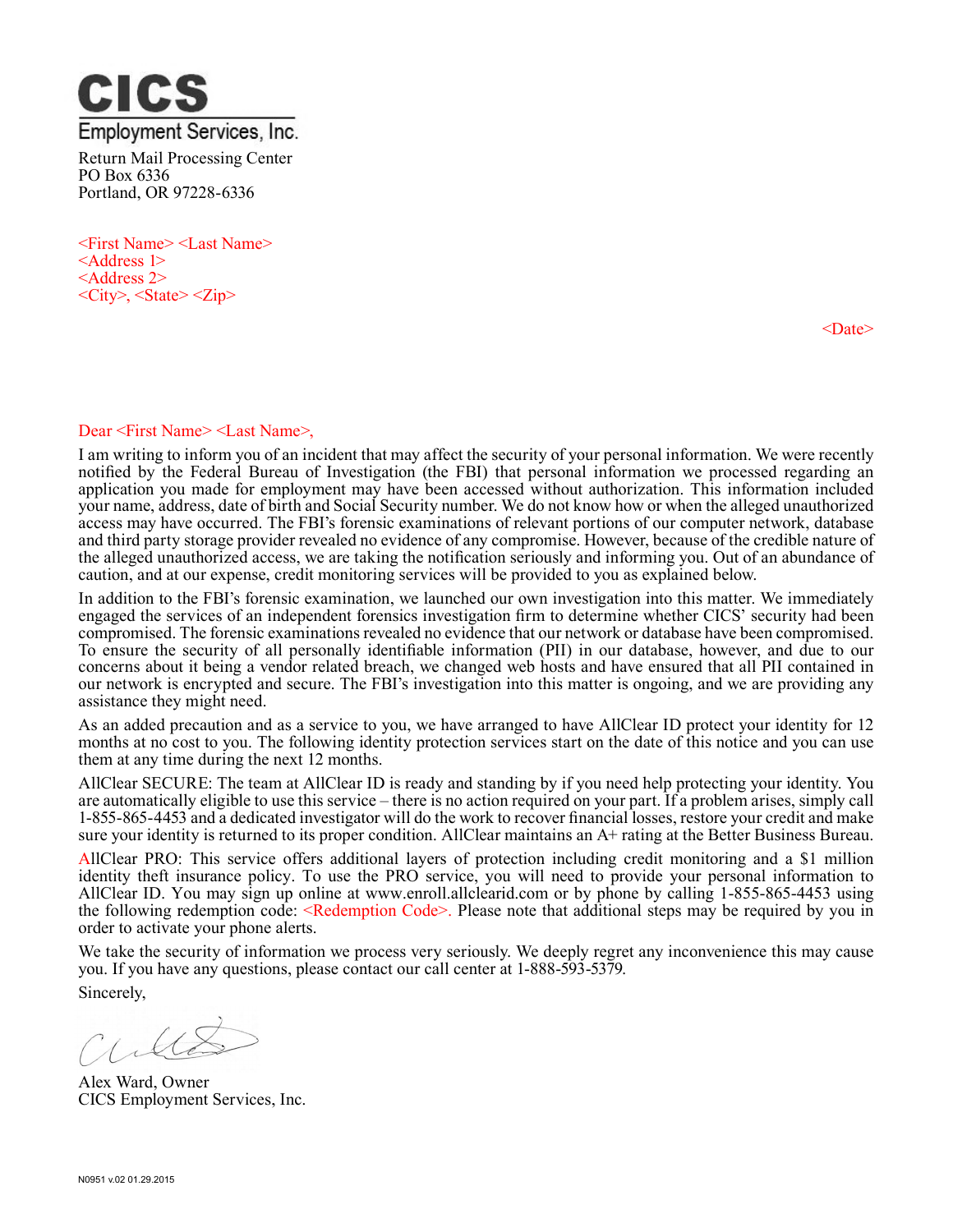**CICS**

Employment Services, Inc.

Return Mail Processing Center
PO Box 6336
Portland, OR 97228-6336

<First Name> <Last Name>
<Address 1>
<Address 2>
<City>, <State> <Zip>

<Date>

Dear <First Name> <Last Name>,

I am writing to inform you of an incident that may affect the security of your personal information. We were recently notified by the Federal Bureau of Investigation (the FBI) that personal information we processed regarding an application you made for employment may have been accessed without authorization. This information included your name, address, date of birth and Social Security number. We do not know how or when the alleged unauthorized access may have occurred. The FBI's forensic examinations of relevant portions of our computer network, database and third party storage provider revealed no evidence of any compromise. However, because of the credible nature of the alleged unauthorized access, we are taking the notification seriously and informing you. Out of an abundance of caution, and at our expense, credit monitoring services will be provided to you as explained below.

In addition to the FBI's forensic examination, we launched our own investigation into this matter. We immediately engaged the services of an independent forensics investigation firm to determine whether CICS' security had been compromised. The forensic examinations revealed no evidence that our network or database have been compromised. To ensure the security of all personally identifiable information (PII) in our database, however, and due to our concerns about it being a vendor related breach, we changed web hosts and have ensured that all PII contained in our network is encrypted and secure. The FBI's investigation into this matter is ongoing, and we are providing any assistance they might need.

As an added precaution and as a service to you, we have arranged to have AllClear ID protect your identity for 12 months at no cost to you. The following identity protection services start on the date of this notice and you can use them at any time during the next 12 months.

AllClear SECURE: The team at AllClear ID is ready and standing by if you need help protecting your identity. You are automatically eligible to use this service – there is no action required on your part. If a problem arises, simply call 1-855-865-4453 and a dedicated investigator will do the work to recover financial losses, restore your credit and make sure your identity is returned to its proper condition. AllClear maintains an A+ rating at the Better Business Bureau.

AllClear PRO: This service offers additional layers of protection including credit monitoring and a $1 million identity theft insurance policy. To use the PRO service, you will need to provide your personal information to AllClear ID. You may sign up online at www.enroll.allclearid.com or by phone by calling 1-855-865-4453 using the following redemption code: <Redemption Code>. Please note that additional steps may be required by you in order to activate your phone alerts.

We take the security of information we process very seriously. We deeply regret any inconvenience this may cause you. If you have any questions, please contact our call center at 1-888-593-5379.

Sincerely,

Alex Ward, Owner
CICS Employment Services, Inc.

N0951 v.02 01.29.2015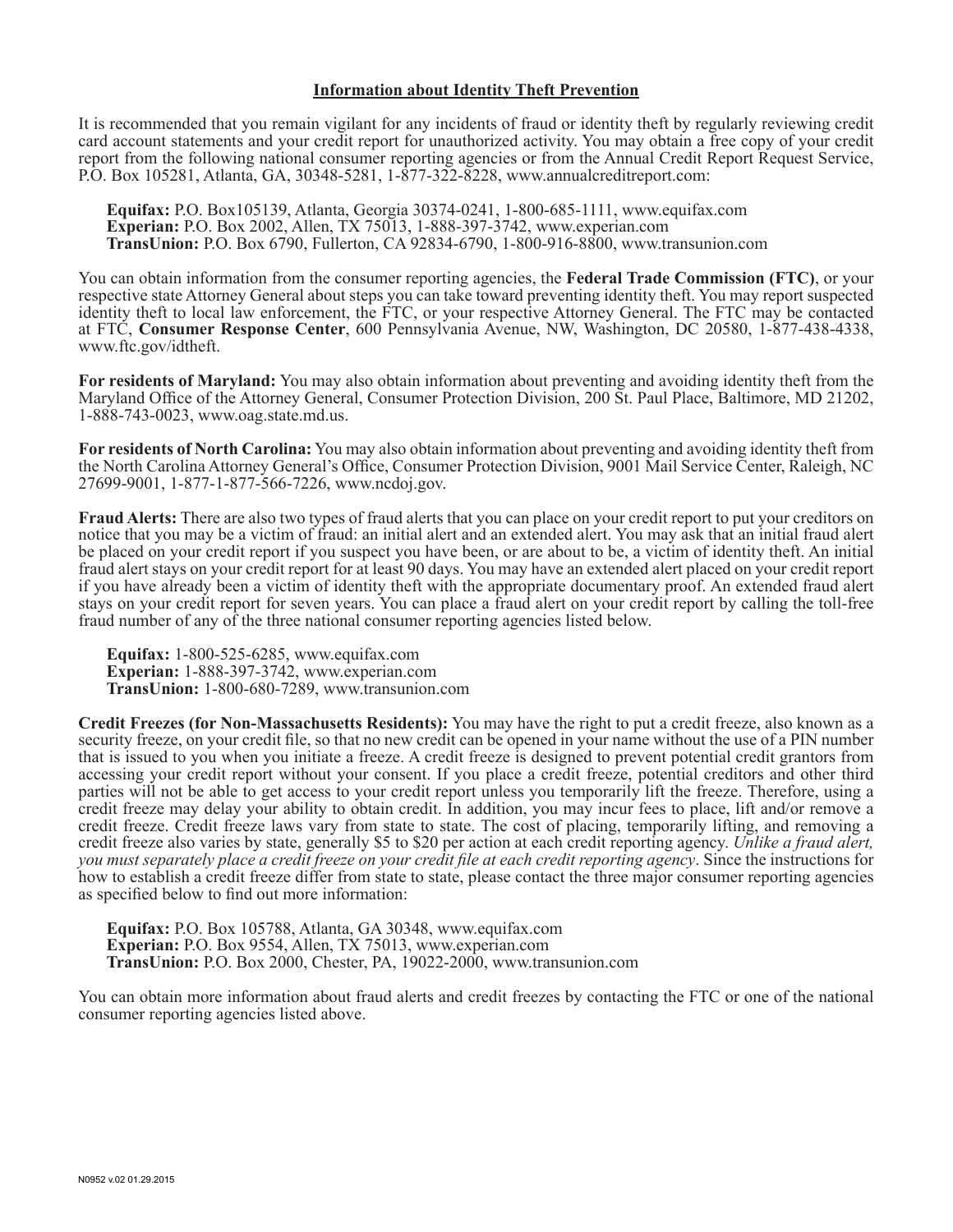**Information about Identity Theft Prevention**

It is recommended that you remain vigilant for any incidents of fraud or identity theft by regularly reviewing credit card account statements and your credit report for unauthorized activity. You may obtain a free copy of your credit report from the following national consumer reporting agencies or from the Annual Credit Report Request Service, P.O. Box 105281, Atlanta, GA, 30348-5281, 1-877-322-8228, www.annualcreditreport.com:

**Equifax:** P.O. Box105139, Atlanta, Georgia 30374-0241, 1-800-685-1111, www.equifax.com
**Experian:** P.O. Box 2002, Allen, TX 75013, 1-888-397-3742, www.experian.com
**TransUnion:** P.O. Box 6790, Fullerton, CA 92834-6790, 1-800-916-8800, www.transunion.com

You can obtain information from the consumer reporting agencies, the **Federal Trade Commission (FTC)**, or your respective state Attorney General about steps you can take toward preventing identity theft. You may report suspected identity theft to local law enforcement, the FTC, or your respective Attorney General. The FTC may be contacted at FTC, **Consumer Response Center**, 600 Pennsylvania Avenue, NW, Washington, DC 20580, 1-877-438-4338, www.ftc.gov/idtheft.

**For residents of Maryland:** You may also obtain information about preventing and avoiding identity theft from the Maryland Office of the Attorney General, Consumer Protection Division, 200 St. Paul Place, Baltimore, MD 21202, 1-888-743-0023, www.oag.state.md.us.

**For residents of North Carolina:** You may also obtain information about preventing and avoiding identity theft from the North Carolina Attorney General's Office, Consumer Protection Division, 9001 Mail Service Center, Raleigh, NC 27699-9001, 1-877-1-877-566-7226, www.ncdoj.gov.

**Fraud Alerts:** There are also two types of fraud alerts that you can place on your credit report to put your creditors on notice that you may be a victim of fraud: an initial alert and an extended alert. You may ask that an initial fraud alert be placed on your credit report if you suspect you have been, or are about to be, a victim of identity theft. An initial fraud alert stays on your credit report for at least 90 days. You may have an extended alert placed on your credit report if you have already been a victim of identity theft with the appropriate documentary proof. An extended fraud alert stays on your credit report for seven years. You can place a fraud alert on your credit report by calling the toll-free fraud number of any of the three national consumer reporting agencies listed below.

**Equifax:** 1-800-525-6285, www.equifax.com
**Experian:** 1-888-397-3742, www.experian.com
**TransUnion:** 1-800-680-7289, www.transunion.com

**Credit Freezes (for Non-Massachusetts Residents):** You may have the right to put a credit freeze, also known as a security freeze, on your credit file, so that no new credit can be opened in your name without the use of a PIN number that is issued to you when you initiate a freeze. A credit freeze is designed to prevent potential credit grantors from accessing your credit report without your consent. If you place a credit freeze, potential creditors and other third parties will not be able to get access to your credit report unless you temporarily lift the freeze. Therefore, using a credit freeze may delay your ability to obtain credit. In addition, you may incur fees to place, lift and/or remove a credit freeze. Credit freeze laws vary from state to state. The cost of placing, temporarily lifting, and removing a credit freeze also varies by state, generally $5 to $20 per action at each credit reporting agency. *Unlike a fraud alert, you must separately place a credit freeze on your credit file at each credit reporting agency*. Since the instructions for how to establish a credit freeze differ from state to state, please contact the three major consumer reporting agencies as specified below to find out more information:

**Equifax:** P.O. Box 105788, Atlanta, GA 30348, www.equifax.com
**Experian:** P.O. Box 9554, Allen, TX 75013, www.experian.com
**TransUnion:** P.O. Box 2000, Chester, PA, 19022-2000, www.transunion.com

You can obtain more information about fraud alerts and credit freezes by contacting the FTC or one of the national consumer reporting agencies listed above.

N0952 v.02 01.29.2015